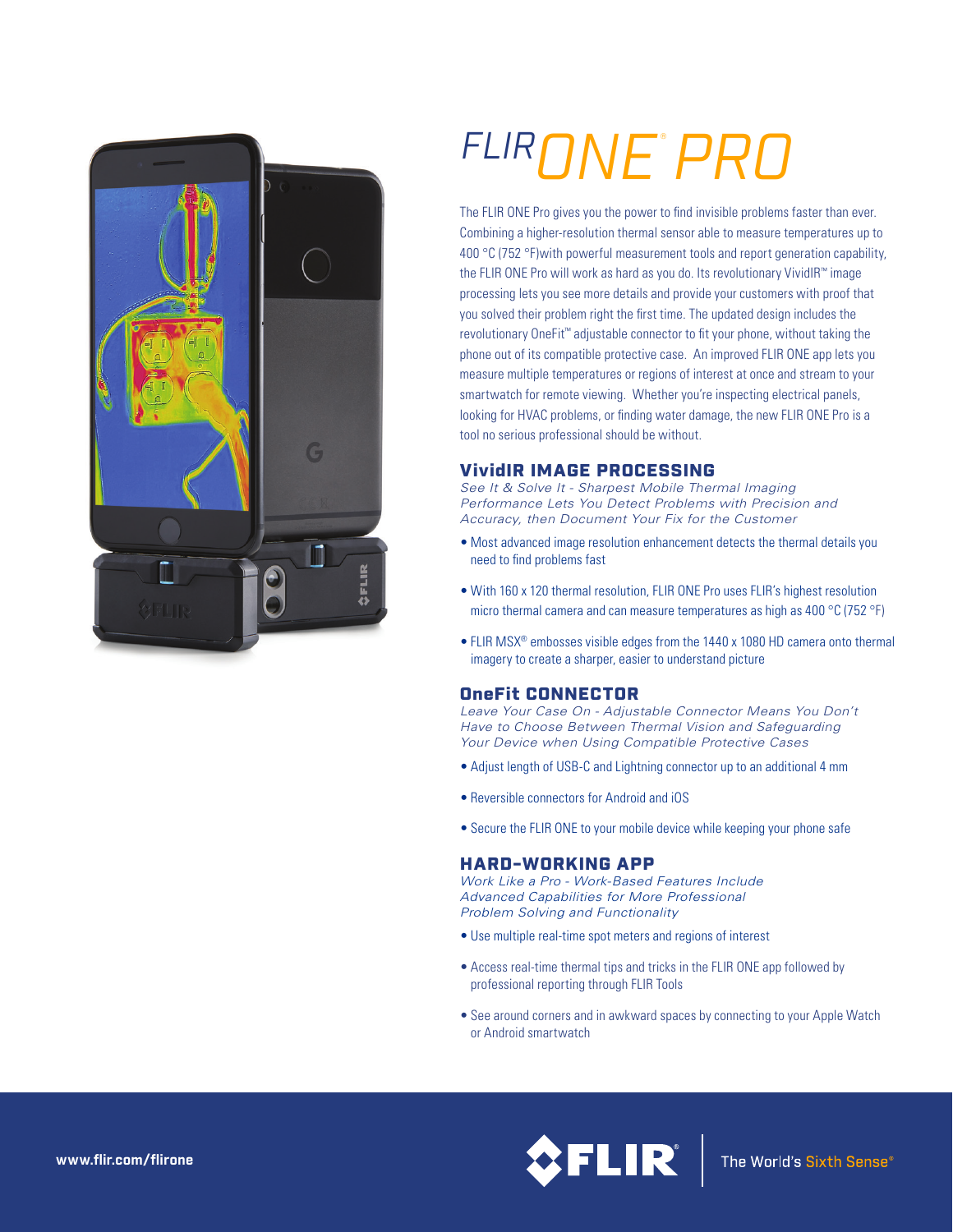# FLIR ONE® PRO

The FLIR ONE Pro gives you the power to find invisible problems faster than ever. Combining a higher-resolution thermal sensor able to measure temperatures up to 400 °C (752 °F)with powerful measurement tools and report generation capability, the FLIR ONE Pro will work as hard as you do. Its revolutionary VividIR™ image processing lets you see more details and provide your customers with proof that you solved their problem right the first time. The updated design includes the revolutionary OneFit™ adjustable connector to fit your phone, without taking the phone out of its compatible protective case. An improved FLIR ONE app lets you measure multiple temperatures or regions of interest at once and stream to your smartwatch for remote viewing. Whether you're inspecting electrical panels, looking for HVAC problems, or finding water damage, the new FLIR ONE Pro is a tool no serious professional should be without.

## VividIR IMAGE PROCESSING

*See It & Solve It - Sharpest Mobile Thermal Imaging Performance Lets You Detect Problems with Precision and Accuracy, then Document Your Fix for the Customer*

- Most advanced image resolution enhancement detects the thermal details you need to find problems fast
- With 160 x 120 thermal resolution, FLIR ONE Pro uses FLIR's highest resolution micro thermal camera and can measure temperatures as high as 400 °C (752 °F)
- FLIR MSX® embosses visible edges from the 1440 x 1080 HD camera onto thermal imagery to create a sharper, easier to understand picture

## OneFit CONNECTOR

*Leave Your Case On - Adjustable Connector Means You Don't Have to Choose Between Thermal Vision and Safeguarding Your Device when Using Compatible Protective Cases*

- Adjust length of USB-C and Lightning connector up to an additional 4 mm
- Reversible connectors for Android and iOS
- Secure the FLIR ONE to your mobile device while keeping your phone safe

## HARD-WORKING APP

*Work Like a Pro - Work-Based Features Include Advanced Capabilities for More Professional Problem Solving and Functionality*

- Use multiple real-time spot meters and regions of interest
- Access real-time thermal tips and tricks in the FLIR ONE app followed by professional reporting through FLIR Tools
- See around corners and in awkward spaces by connecting to your Apple Watch or Android smartwatch

www.flir.com/flirone

FLIR® | The World's Sixth Sense®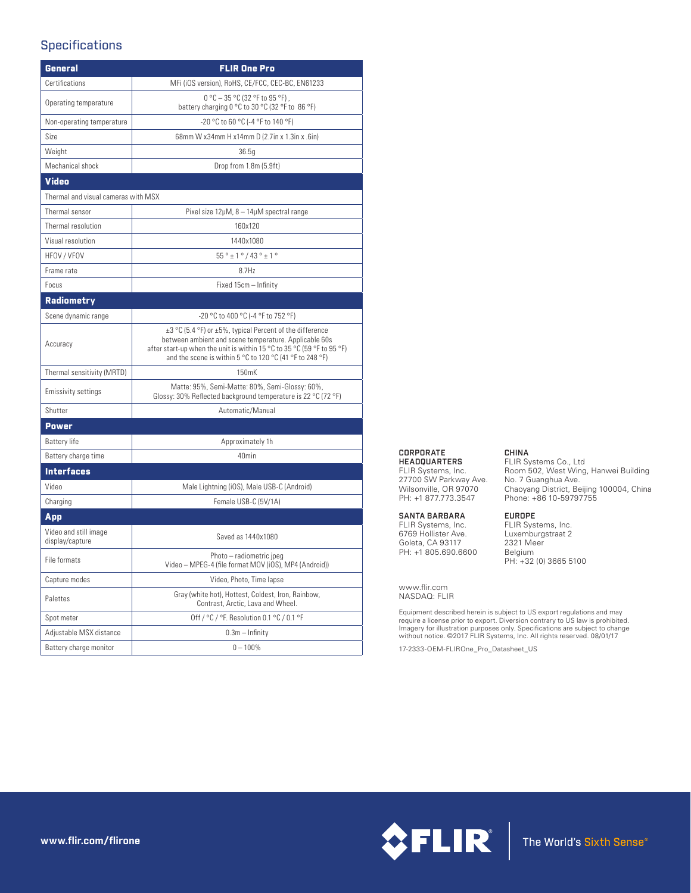## Specifications

| General | FLIR One Pro |
|---|---|
| Certifications | MFi (iOS version), RoHS, CE/FCC, CEC-BC, EN61233 |
| Operating temperature | 0 °C – 35 °C (32 °F to 95 °F) , battery charging 0 °C to 30 °C (32 °F to 86 °F) |
| Non-operating temperature | -20 °C to 60 °C (-4 °F to 140 °F) |
| Size | 68mm W x34mm H x14mm D (2.7in x 1.3in x .6in) |
| Weight | 36.5g |
| Mechanical shock | Drop from 1.8m (5.9ft) |
| **Video** | |
| Thermal and visual cameras with MSX | |
| Thermal sensor | Pixel size 12μM, 8 – 14μM spectral range |
| Thermal resolution | 160x120 |
| Visual resolution | 1440x1080 |
| HFOV / VFOV | 55 ° ± 1 ° / 43 ° ± 1 ° |
| Frame rate | 8.7Hz |
| Focus | Fixed 15cm – Infinity |
| **Radiometry** | |
| Scene dynamic range | -20 °C to 400 °C (-4 °F to 752 °F) |
| Accuracy | ±3 °C (5.4 °F) or ±5%, typical Percent of the difference between ambient and scene temperature. Applicable 60s after start-up when the unit is within 15 °C to 35 °C (59 °F to 95 °F) and the scene is within 5 °C to 120 °C (41 °F to 248 °F) |
| Thermal sensitivity (MRTD) | 150mK |
| Emissivity settings | Matte: 95%, Semi-Matte: 80%, Semi-Glossy: 60%, Glossy: 30% Reflected background temperature is 22 °C (72 °F) |
| Shutter | Automatic/Manual |
| **Power** | |
| Battery life | Approximately 1h |
| Battery charge time | 40min |
| **Interfaces** | |
| Video | Male Lightning (iOS), Male USB-C (Android) |
| Charging | Female USB-C (5V/1A) |
| **App** | |
| Video and still image display/capture | Saved as 1440x1080 |
| File formats | Photo – radiometric jpeg<br>Video – MPEG-4 (file format MOV (iOS), MP4 (Android)) |
| Capture modes | Video, Photo, Time lapse |
| Palettes | Gray (white hot), Hottest, Coldest, Iron, Rainbow, Contrast, Arctic, Lava and Wheel. |
| Spot meter | Off / °C / °F. Resolution 0.1 °C / 0.1 °F |
| Adjustable MSX distance | 0.3m – Infinity |
| Battery charge monitor | 0 – 100% |

**CORPORATE HEADQUARTERS**
FLIR Systems, Inc.
27700 SW Parkway Ave.
Wilsonville, OR 97070
PH: +1 877.773.3547

**SANTA BARBARA**
FLIR Systems, Inc.
6769 Hollister Ave.
Goleta, CA 93117
PH: +1 805.690.6600

**CHINA**
FLIR Systems Co., Ltd
Room 502, West Wing, Hanwei Building
No. 7 Guanghua Ave.
Chaoyang District, Beijing 100004, China
Phone: +86 10-59797755

**EUROPE**
FLIR Systems, Inc.
Luxemburgstraat 2
2321 Meer
Belgium
PH: +32 (0) 3665 5100

www.flir.com
NASDAQ: FLIR

Equipment described herein is subject to US export regulations and may require a license prior to export. Diversion contrary to US law is prohibited. Imagery for illustration purposes only. Specifications are subject to change without notice. ©2017 FLIR Systems, Inc. All rights reserved. 08/01/17

17-2333-OEM-FLIROne_Pro_Datasheet_US

**www.flir.com/flirone**

FLIR The World's Sixth Sense®